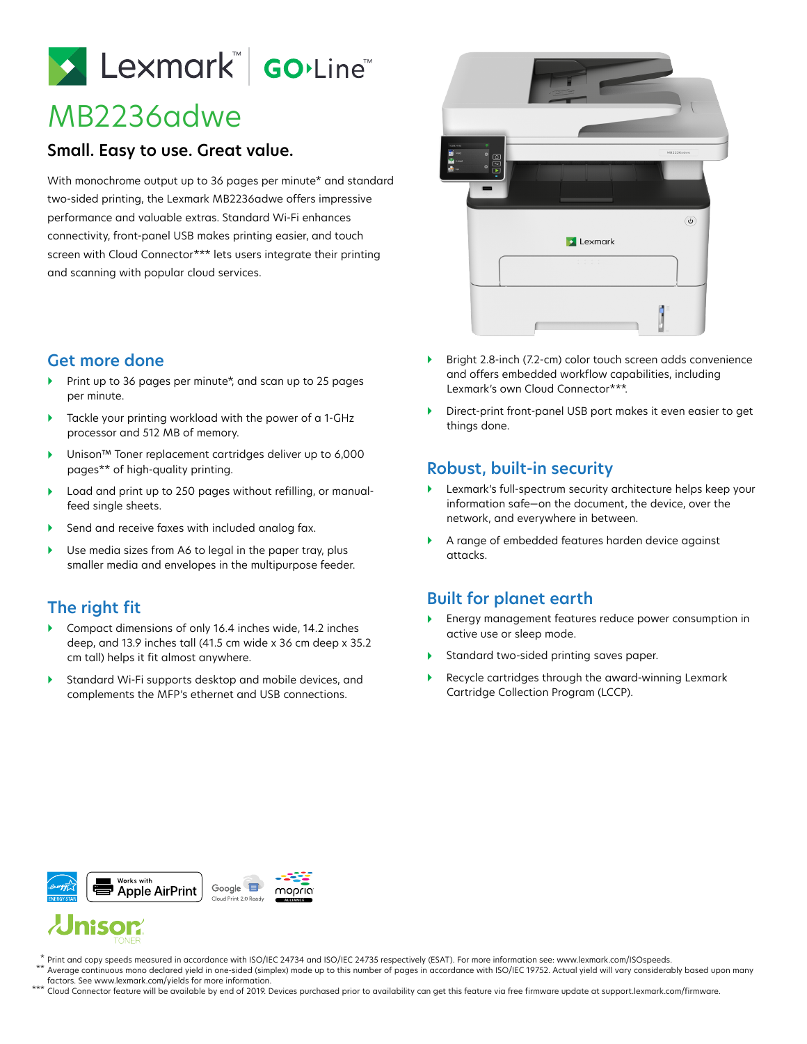# Lexmark™ GO Line™

# MB2236adwe

## Small. Easy to use. Great value.

With monochrome output up to 36 pages per minute* and standard two-sided printing, the Lexmark MB2236adwe offers impressive performance and valuable extras. Standard Wi-Fi enhances connectivity, front-panel USB makes printing easier, and touch screen with Cloud Connector*** lets users integrate their printing and scanning with popular cloud services.

## Get more done

- Print up to 36 pages per minute*, and scan up to 25 pages per minute.
- Tackle your printing workload with the power of a 1-GHz processor and 512 MB of memory.
- Unison™ Toner replacement cartridges deliver up to 6,000 pages** of high-quality printing.
- Load and print up to 250 pages without refilling, or manual-feed single sheets.
- Send and receive faxes with included analog fax.
- Use media sizes from A6 to legal in the paper tray, plus smaller media and envelopes in the multipurpose feeder.
- Bright 2.8-inch (7.2-cm) color touch screen adds convenience and offers embedded workflow capabilities, including Lexmark's own Cloud Connector***.
- Direct-print front-panel USB port makes it even easier to get things done.

## The right fit

- Compact dimensions of only 16.4 inches wide, 14.2 inches deep, and 13.9 inches tall (41.5 cm wide x 36 cm deep x 35.2 cm tall) helps it fit almost anywhere.
- Standard Wi-Fi supports desktop and mobile devices, and complements the MFP's ethernet and USB connections.

## Robust, built-in security

- Lexmark's full-spectrum security architecture helps keep your information safe—on the document, the device, over the network, and everywhere in between.
- A range of embedded features harden device against attacks.

## Built for planet earth

- Energy management features reduce power consumption in active use or sleep mode.
- Standard two-sided printing saves paper.
- Recycle cartridges through the award-winning Lexmark Cartridge Collection Program (LCCP).

ENERGY STAR | Works with Apple AirPrint | Google Cloud Print 2.0 Ready | mopria ALLIANCE

Unison TONER

\* Print and copy speeds measured in accordance with ISO/IEC 24734 and ISO/IEC 24735 respectively (ESAT). For more information see: www.lexmark.com/ISOspeeds.

\** Average continuous mono declared yield in one-sided (simplex) mode up to this number of pages in accordance with ISO/IEC 19752. Actual yield will vary considerably based upon many factors. See www.lexmark.com/yields for more information.

\*** Cloud Connector feature will be available by end of 2019. Devices purchased prior to availability can get this feature via free firmware update at support.lexmark.com/firmware.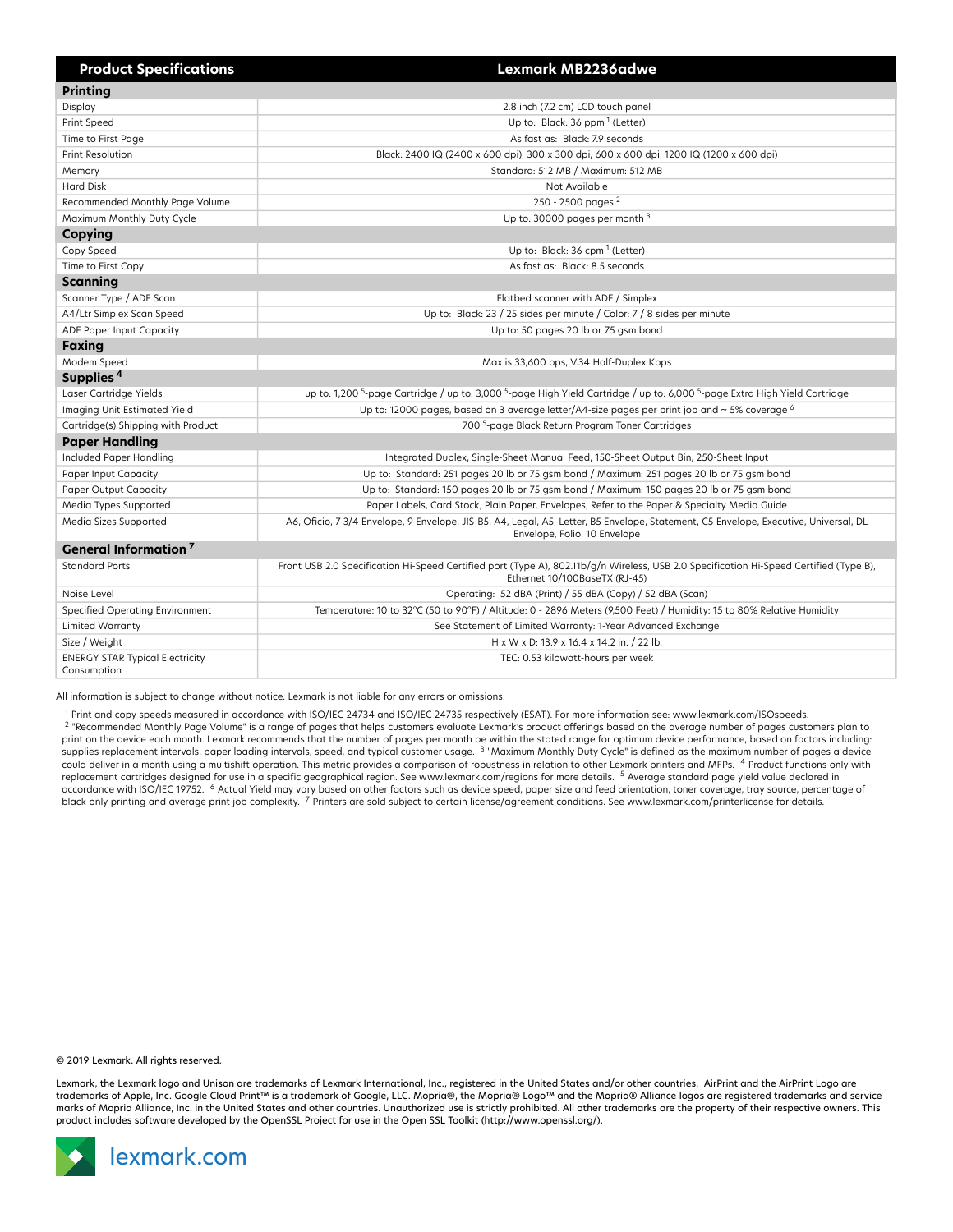| Product Specifications | Lexmark MB2236adwe |
|---|---|
| **Printing** | |
| Display | 2.8 inch (7.2 cm) LCD touch panel |
| Print Speed | Up to: Black: 36 ppm [1] (Letter) |
| Time to First Page | As fast as: Black: 7.9 seconds |
| Print Resolution | Black: 2400 IQ (2400 x 600 dpi), 300 x 300 dpi, 600 x 600 dpi, 1200 IQ (1200 x 600 dpi) |
| Memory | Standard: 512 MB / Maximum: 512 MB |
| Hard Disk | Not Available |
| Recommended Monthly Page Volume | 250 - 2500 pages [2] |
| Maximum Monthly Duty Cycle | Up to: 30000 pages per month [3] |
| **Copying** | |
| Copy Speed | Up to: Black: 36 cpm [1] (Letter) |
| Time to First Copy | As fast as: Black: 8.5 seconds |
| **Scanning** | |
| Scanner Type / ADF Scan | Flatbed scanner with ADF / Simplex |
| A4/Ltr Simplex Scan Speed | Up to: Black: 23 / 25 sides per minute / Color: 7 / 8 sides per minute |
| ADF Paper Input Capacity | Up to: 50 pages 20 lb or 75 gsm bond |
| **Faxing** | |
| Modem Speed | Max is 33,600 bps, V.34 Half-Duplex Kbps |
| **Supplies [4]** | |
| Laser Cartridge Yields | up to: 1,200 [5]-page Cartridge / up to: 3,000 [5]-page High Yield Cartridge / up to: 6,000 [5]-page Extra High Yield Cartridge |
| Imaging Unit Estimated Yield | Up to: 12000 pages, based on 3 average letter/A4-size pages per print job and ~ 5% coverage [6] |
| Cartridge(s) Shipping with Product | 700 [5]-page Black Return Program Toner Cartridges |
| **Paper Handling** | |
| Included Paper Handling | Integrated Duplex, Single-Sheet Manual Feed, 150-Sheet Output Bin, 250-Sheet Input |
| Paper Input Capacity | Up to: Standard: 251 pages 20 lb or 75 gsm bond / Maximum: 251 pages 20 lb or 75 gsm bond |
| Paper Output Capacity | Up to: Standard: 150 pages 20 lb or 75 gsm bond / Maximum: 150 pages 20 lb or 75 gsm bond |
| Media Types Supported | Paper Labels, Card Stock, Plain Paper, Envelopes, Refer to the Paper & Specialty Media Guide |
| Media Sizes Supported | A6, Oficio, 7 3/4 Envelope, 9 Envelope, JIS-B5, A4, Legal, A5, Letter, B5 Envelope, Statement, C5 Envelope, Executive, Universal, DL Envelope, Folio, 10 Envelope |
| **General Information [7]** | |
| Standard Ports | Front USB 2.0 Specification Hi-Speed Certified port (Type A), 802.11b/g/n Wireless, USB 2.0 Specification Hi-Speed Certified (Type B), Ethernet 10/100BaseTX (RJ-45) |
| Noise Level | Operating: 52 dBA (Print) / 55 dBA (Copy) / 52 dBA (Scan) |
| Specified Operating Environment | Temperature: 10 to 32°C (50 to 90°F) / Altitude: 0 - 2896 Meters (9,500 Feet) / Humidity: 15 to 80% Relative Humidity |
| Limited Warranty | See Statement of Limited Warranty: 1-Year Advanced Exchange |
| Size / Weight | H x W x D: 13.9 x 16.4 x 14.2 in. / 22 lb. |
| ENERGY STAR Typical Electricity Consumption | TEC: 0.53 kilowatt-hours per week |

All information is subject to change without notice. Lexmark is not liable for any errors or omissions.

[1] Print and copy speeds measured in accordance with ISO/IEC 24734 and ISO/IEC 24735 respectively (ESAT). For more information see: www.lexmark.com/ISOspeeds. [2] "Recommended Monthly Page Volume" is a range of pages that helps customers evaluate Lexmark's product offerings based on the average number of pages customers plan to print on the device each month. Lexmark recommends that the number of pages per month be within the stated range for optimum device performance, based on factors including: supplies replacement intervals, paper loading intervals, speed, and typical customer usage. [3] "Maximum Monthly Duty Cycle" is defined as the maximum number of pages a device could deliver in a month using a multishift operation. This metric provides a comparison of robustness in relation to other Lexmark printers and MFPs. [4] Product functions only with replacement cartridges designed for use in a specific geographical region. See www.lexmark.com/regions for more details. [5] Average standard page yield value declared in accordance with ISO/IEC 19752. [6] Actual Yield may vary based on other factors such as device speed, paper size and feed orientation, toner coverage, tray source, percentage of black-only printing and average print job complexity. [7] Printers are sold subject to certain license/agreement conditions. See www.lexmark.com/printerlicense for details.

© 2019 Lexmark. All rights reserved.

Lexmark, the Lexmark logo and Unison are trademarks of Lexmark International, Inc., registered in the United States and/or other countries. AirPrint and the AirPrint Logo are trademarks of Apple, Inc. Google Cloud Print™ is a trademark of Google, LLC. Mopria®, the Mopria® Logo™ and the Mopria® Alliance logos are registered trademarks and service marks of Mopria Alliance, Inc. in the United States and other countries. Unauthorized use is strictly prohibited. All other trademarks are the property of their respective owners. This product includes software developed by the OpenSSL Project for use in the Open SSL Toolkit (http://www.openssl.org/).

lexmark.com